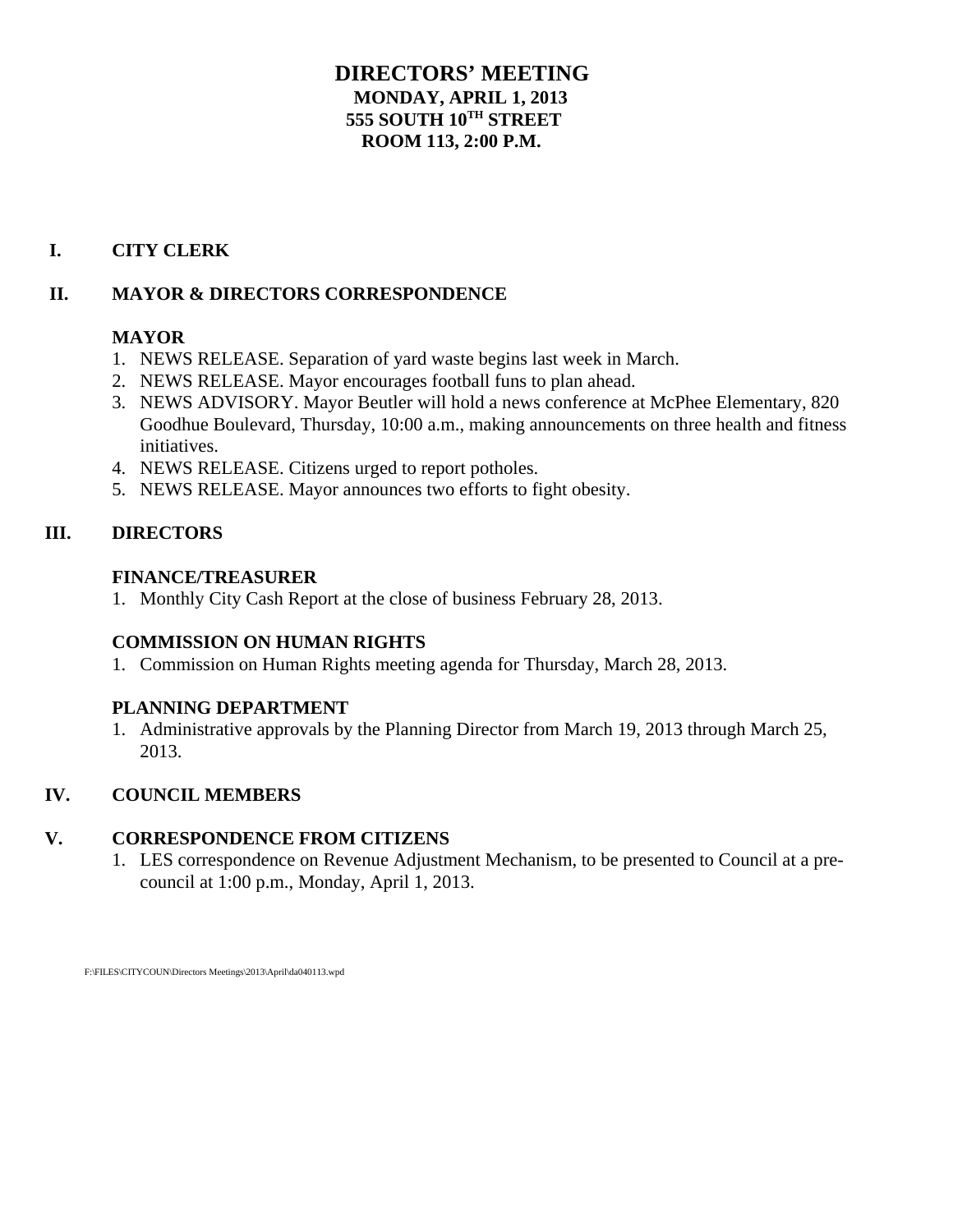# DIRECTORS' MEETING

**MONDAY, APRIL 1, 2013**
**555 SOUTH 10TH STREET**
**ROOM 113, 2:00 P.M.**

## I. CITY CLERK

## II. MAYOR & DIRECTORS CORRESPONDENCE

### MAYOR

1. NEWS RELEASE. Separation of yard waste begins last week in March.
2. NEWS RELEASE. Mayor encourages football funs to plan ahead.
3. NEWS ADVISORY. Mayor Beutler will hold a news conference at McPhee Elementary, 820 Goodhue Boulevard, Thursday, 10:00 a.m., making announcements on three health and fitness initiatives.
4. NEWS RELEASE. Citizens urged to report potholes.
5. NEWS RELEASE. Mayor announces two efforts to fight obesity.

## III. DIRECTORS

### FINANCE/TREASURER

1. Monthly City Cash Report at the close of business February 28, 2013.

### COMMISSION ON HUMAN RIGHTS

1. Commission on Human Rights meeting agenda for Thursday, March 28, 2013.

### PLANNING DEPARTMENT

1. Administrative approvals by the Planning Director from March 19, 2013 through March 25, 2013.

## IV. COUNCIL MEMBERS

## V. CORRESPONDENCE FROM CITIZENS

1. LES correspondence on Revenue Adjustment Mechanism, to be presented to Council at a pre-council at 1:00 p.m., Monday, April 1, 2013.

F:\FILES\CITYCOUN\Directors Meetings\2013\April\da040113.wpd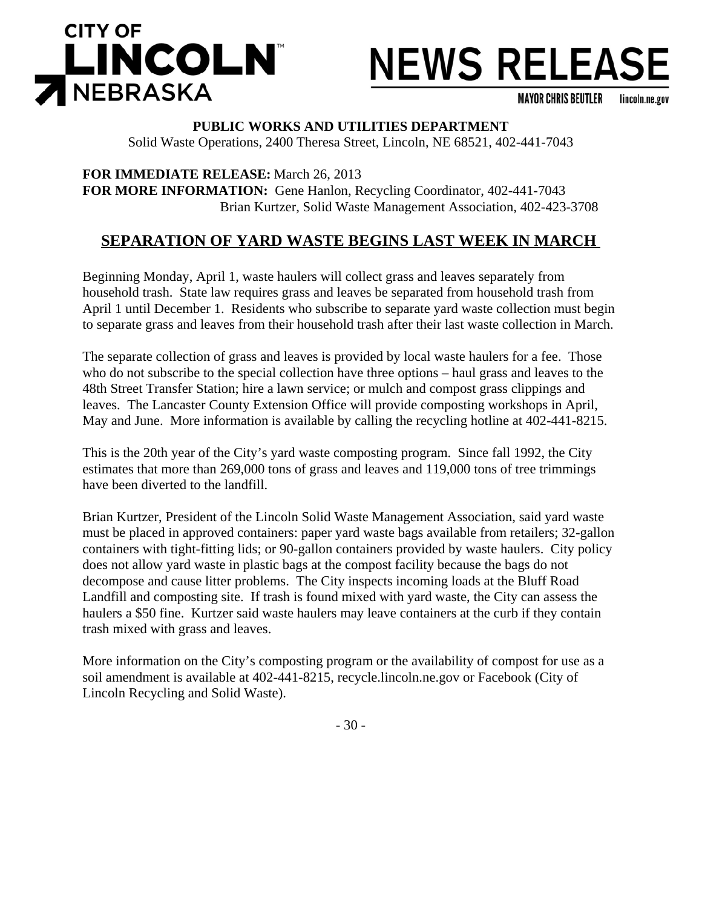CITY OF **LINCOLN** NEBRASKA

# NEWS RELEASE

MAYOR CHRIS BEUTLER lincoln.ne.gov

**PUBLIC WORKS AND UTILITIES DEPARTMENT**
Solid Waste Operations, 2400 Theresa Street, Lincoln, NE 68521, 402-441-7043

**FOR IMMEDIATE RELEASE:** March 26, 2013
**FOR MORE INFORMATION:** Gene Hanlon, Recycling Coordinator, 402-441-7043
Brian Kurtzer, Solid Waste Management Association, 402-423-3708

## SEPARATION OF YARD WASTE BEGINS LAST WEEK IN MARCH

Beginning Monday, April 1, waste haulers will collect grass and leaves separately from household trash. State law requires grass and leaves be separated from household trash from April 1 until December 1. Residents who subscribe to separate yard waste collection must begin to separate grass and leaves from their household trash after their last waste collection in March.

The separate collection of grass and leaves is provided by local waste haulers for a fee. Those who do not subscribe to the special collection have three options – haul grass and leaves to the 48th Street Transfer Station; hire a lawn service; or mulch and compost grass clippings and leaves. The Lancaster County Extension Office will provide composting workshops in April, May and June. More information is available by calling the recycling hotline at 402-441-8215.

This is the 20th year of the City's yard waste composting program. Since fall 1992, the City estimates that more than 269,000 tons of grass and leaves and 119,000 tons of tree trimmings have been diverted to the landfill.

Brian Kurtzer, President of the Lincoln Solid Waste Management Association, said yard waste must be placed in approved containers: paper yard waste bags available from retailers; 32-gallon containers with tight-fitting lids; or 90-gallon containers provided by waste haulers. City policy does not allow yard waste in plastic bags at the compost facility because the bags do not decompose and cause litter problems. The City inspects incoming loads at the Bluff Road Landfill and composting site. If trash is found mixed with yard waste, the City can assess the haulers a $50 fine. Kurtzer said waste haulers may leave containers at the curb if they contain trash mixed with grass and leaves.

More information on the City's composting program or the availability of compost for use as a soil amendment is available at 402-441-8215, recycle.lincoln.ne.gov or Facebook (City of Lincoln Recycling and Solid Waste).

- 30 -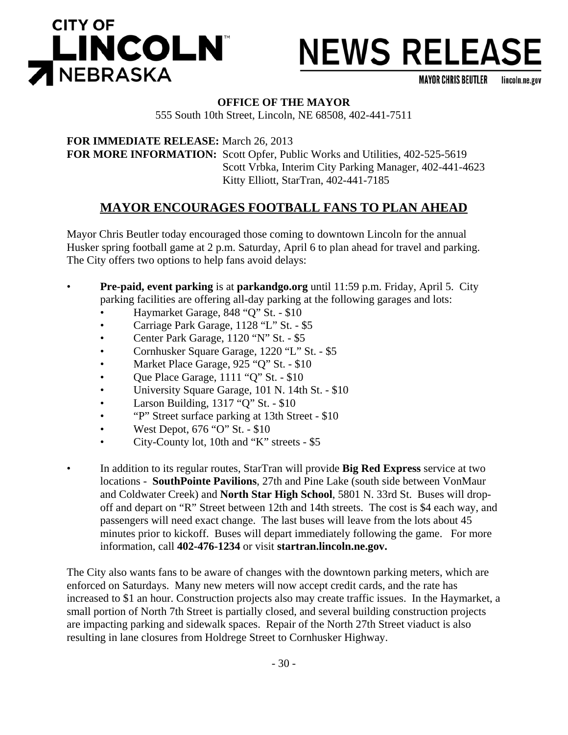# CITY OF LINCOLN NEBRASKA

# NEWS RELEASE

MAYOR CHRIS BEUTLER lincoln.ne.gov

**OFFICE OF THE MAYOR**
555 South 10th Street, Lincoln, NE 68508, 402-441-7511

**FOR IMMEDIATE RELEASE:** March 26, 2013
**FOR MORE INFORMATION:** Scott Opfer, Public Works and Utilities, 402-525-5619
Scott Vrbka, Interim City Parking Manager, 402-441-4623
Kitty Elliott, StarTran, 402-441-7185

## MAYOR ENCOURAGES FOOTBALL FANS TO PLAN AHEAD

Mayor Chris Beutler today encouraged those coming to downtown Lincoln for the annual Husker spring football game at 2 p.m. Saturday, April 6 to plan ahead for travel and parking. The City offers two options to help fans avoid delays:

- **Pre-paid, event parking** is at **parkandgo.org** until 11:59 p.m. Friday, April 5. City parking facilities are offering all-day parking at the following garages and lots:
  - Haymarket Garage, 848 "Q" St. - $10
  - Carriage Park Garage, 1128 "L" St. - $5
  - Center Park Garage, 1120 "N" St. - $5
  - Cornhusker Square Garage, 1220 "L" St. - $5
  - Market Place Garage, 925 "Q" St. - $10
  - Que Place Garage, 1111 "Q" St. - $10
  - University Square Garage, 101 N. 14th St. - $10
  - Larson Building, 1317 "Q" St. - $10
  - "P" Street surface parking at 13th Street - $10
  - West Depot, 676 "O" St. - $10
  - City-County lot, 10th and "K" streets - $5
- In addition to its regular routes, StarTran will provide **Big Red Express** service at two locations - **SouthPointe Pavilions**, 27th and Pine Lake (south side between VonMaur and Coldwater Creek) and **North Star High School**, 5801 N. 33rd St. Buses will drop-off and depart on "R" Street between 12th and 14th streets. The cost is $4 each way, and passengers will need exact change. The last buses will leave from the lots about 45 minutes prior to kickoff. Buses will depart immediately following the game. For more information, call **402-476-1234** or visit **startran.lincoln.ne.gov.**

The City also wants fans to be aware of changes with the downtown parking meters, which are enforced on Saturdays. Many new meters will now accept credit cards, and the rate has increased to $1 an hour. Construction projects also may create traffic issues. In the Haymarket, a small portion of North 7th Street is partially closed, and several building construction projects are impacting parking and sidewalk spaces. Repair of the North 27th Street viaduct is also resulting in lane closures from Holdrege Street to Cornhusker Highway.

- 30 -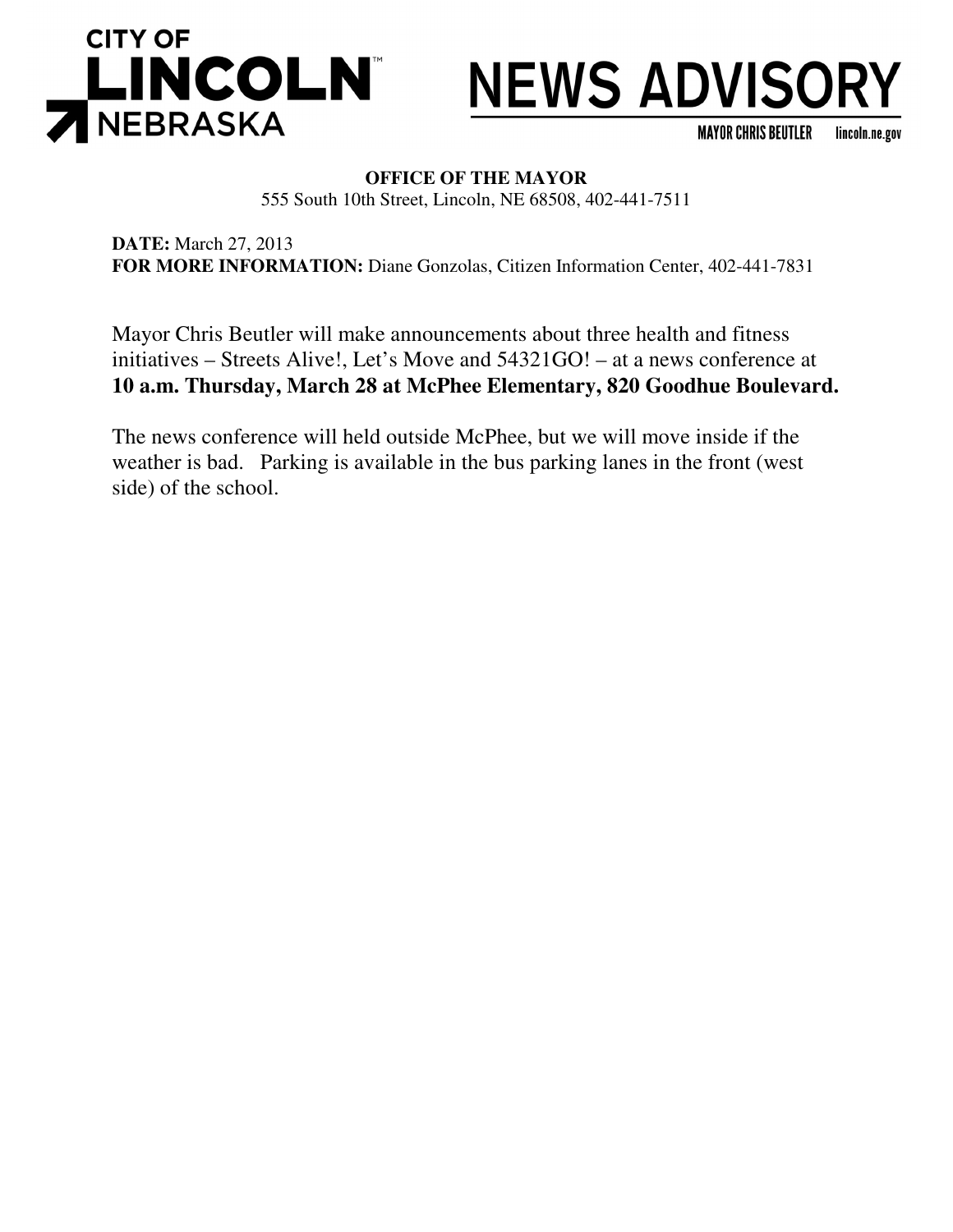CITY OF LINCOLN NEBRASKA

# NEWS ADVISORY

MAYOR CHRIS BEUTLER lincoln.ne.gov

**OFFICE OF THE MAYOR**
555 South 10th Street, Lincoln, NE 68508, 402-441-7511

**DATE:** March 27, 2013
**FOR MORE INFORMATION:** Diane Gonzolas, Citizen Information Center, 402-441-7831

Mayor Chris Beutler will make announcements about three health and fitness initiatives – Streets Alive!, Let's Move and 54321GO! – at a news conference at **10 a.m. Thursday, March 28 at McPhee Elementary, 820 Goodhue Boulevard.**

The news conference will held outside McPhee, but we will move inside if the weather is bad. Parking is available in the bus parking lanes in the front (west side) of the school.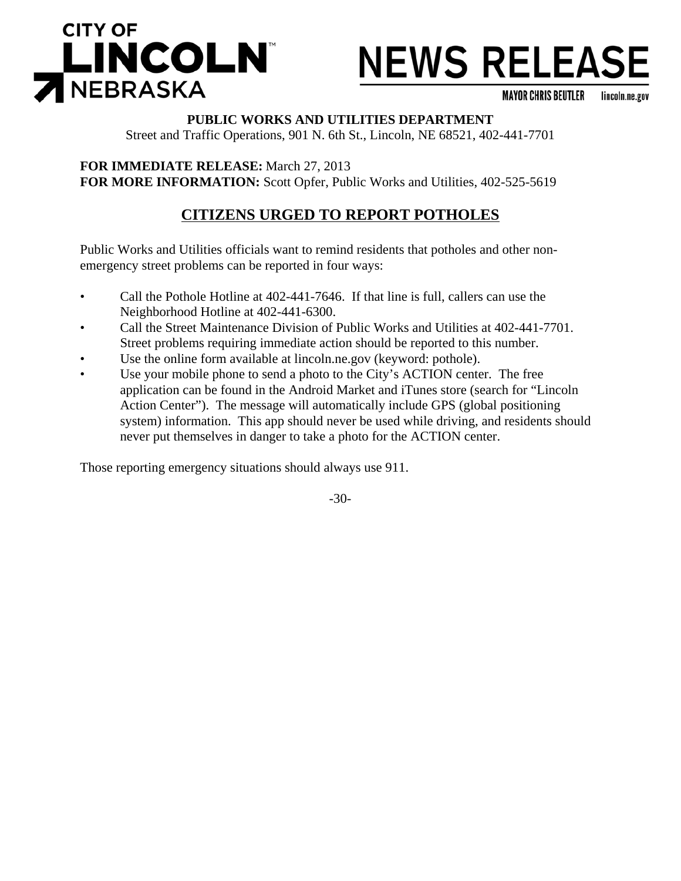**CITY OF LINCOLN NEBRASKA**

# NEWS RELEASE

MAYOR CHRIS BEUTLER lincoln.ne.gov

**PUBLIC WORKS AND UTILITIES DEPARTMENT**
Street and Traffic Operations, 901 N. 6th St., Lincoln, NE 68521, 402-441-7701

**FOR IMMEDIATE RELEASE:** March 27, 2013
**FOR MORE INFORMATION:** Scott Opfer, Public Works and Utilities, 402-525-5619

## CITIZENS URGED TO REPORT POTHOLES

Public Works and Utilities officials want to remind residents that potholes and other non-emergency street problems can be reported in four ways:

- Call the Pothole Hotline at 402-441-7646. If that line is full, callers can use the Neighborhood Hotline at 402-441-6300.
- Call the Street Maintenance Division of Public Works and Utilities at 402-441-7701. Street problems requiring immediate action should be reported to this number.
- Use the online form available at lincoln.ne.gov (keyword: pothole).
- Use your mobile phone to send a photo to the City's ACTION center. The free application can be found in the Android Market and iTunes store (search for "Lincoln Action Center"). The message will automatically include GPS (global positioning system) information. This app should never be used while driving, and residents should never put themselves in danger to take a photo for the ACTION center.

Those reporting emergency situations should always use 911.

-30-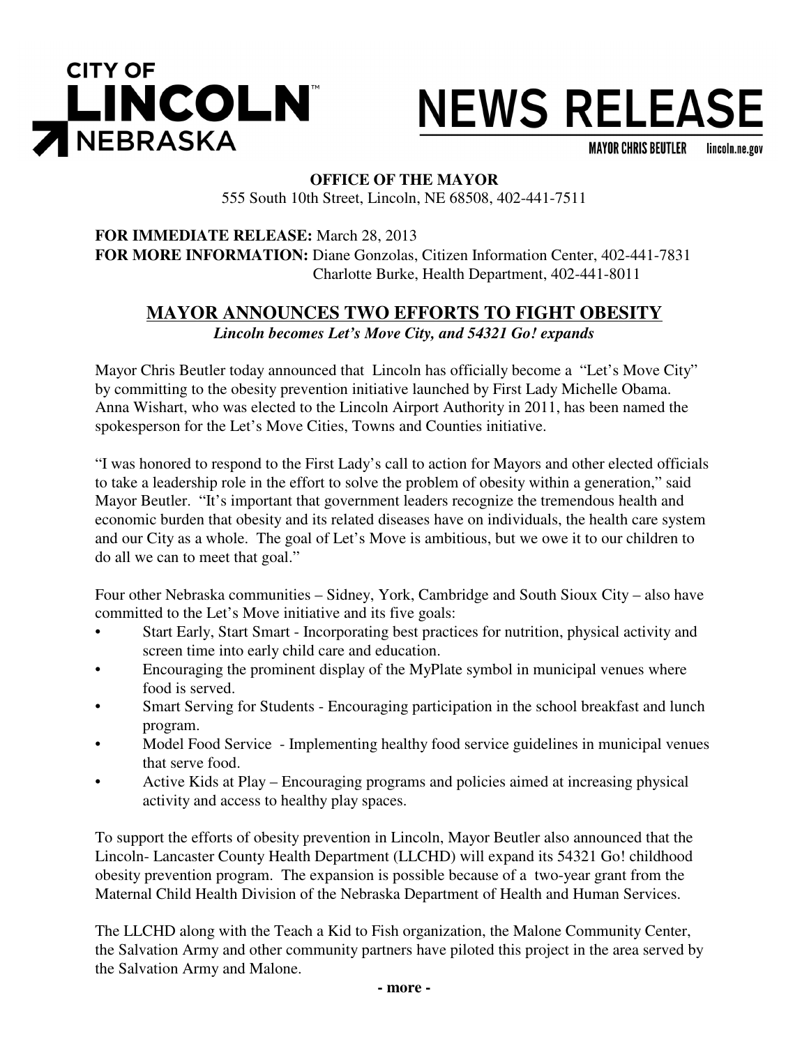CITY OF **LINCOLN** NEBRASKA

# NEWS RELEASE

MAYOR CHRIS BEUTLER lincoln.ne.gov

**OFFICE OF THE MAYOR**
555 South 10th Street, Lincoln, NE 68508, 402-441-7511

**FOR IMMEDIATE RELEASE:** March 28, 2013
**FOR MORE INFORMATION:** Diane Gonzolas, Citizen Information Center, 402-441-7831
Charlotte Burke, Health Department, 402-441-8011

## MAYOR ANNOUNCES TWO EFFORTS TO FIGHT OBESITY

***Lincoln becomes Let's Move City, and 54321 Go! expands***

Mayor Chris Beutler today announced that Lincoln has officially become a "Let's Move City" by committing to the obesity prevention initiative launched by First Lady Michelle Obama. Anna Wishart, who was elected to the Lincoln Airport Authority in 2011, has been named the spokesperson for the Let's Move Cities, Towns and Counties initiative.

"I was honored to respond to the First Lady's call to action for Mayors and other elected officials to take a leadership role in the effort to solve the problem of obesity within a generation," said Mayor Beutler. "It's important that government leaders recognize the tremendous health and economic burden that obesity and its related diseases have on individuals, the health care system and our City as a whole. The goal of Let's Move is ambitious, but we owe it to our children to do all we can to meet that goal."

Four other Nebraska communities – Sidney, York, Cambridge and South Sioux City – also have committed to the Let's Move initiative and its five goals:

- Start Early, Start Smart - Incorporating best practices for nutrition, physical activity and screen time into early child care and education.
- Encouraging the prominent display of the MyPlate symbol in municipal venues where food is served.
- Smart Serving for Students - Encouraging participation in the school breakfast and lunch program.
- Model Food Service - Implementing healthy food service guidelines in municipal venues that serve food.
- Active Kids at Play – Encouraging programs and policies aimed at increasing physical activity and access to healthy play spaces.

To support the efforts of obesity prevention in Lincoln, Mayor Beutler also announced that the Lincoln- Lancaster County Health Department (LLCHD) will expand its 54321 Go! childhood obesity prevention program. The expansion is possible because of a two-year grant from the Maternal Child Health Division of the Nebraska Department of Health and Human Services.

The LLCHD along with the Teach a Kid to Fish organization, the Malone Community Center, the Salvation Army and other community partners have piloted this project in the area served by the Salvation Army and Malone.

**- more -**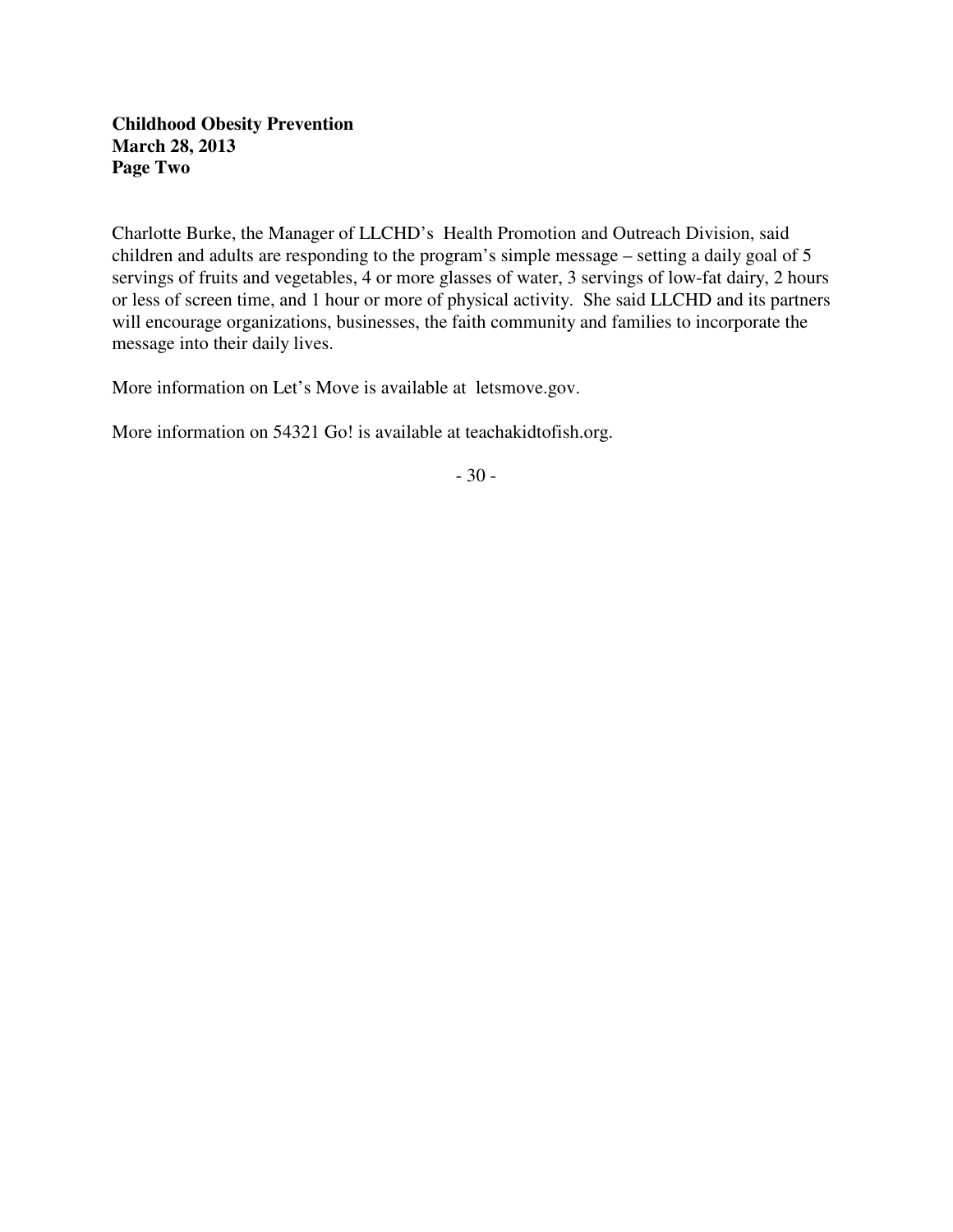Charlotte Burke, the Manager of LLCHD's Health Promotion and Outreach Division, said children and adults are responding to the program's simple message – setting a daily goal of 5 servings of fruits and vegetables, 4 or more glasses of water, 3 servings of low-fat dairy, 2 hours or less of screen time, and 1 hour or more of physical activity. She said LLCHD and its partners will encourage organizations, businesses, the faith community and families to incorporate the message into their daily lives.

More information on Let's Move is available at letsmove.gov.

More information on 54321 Go! is available at teachakidtofish.org.

- 30 -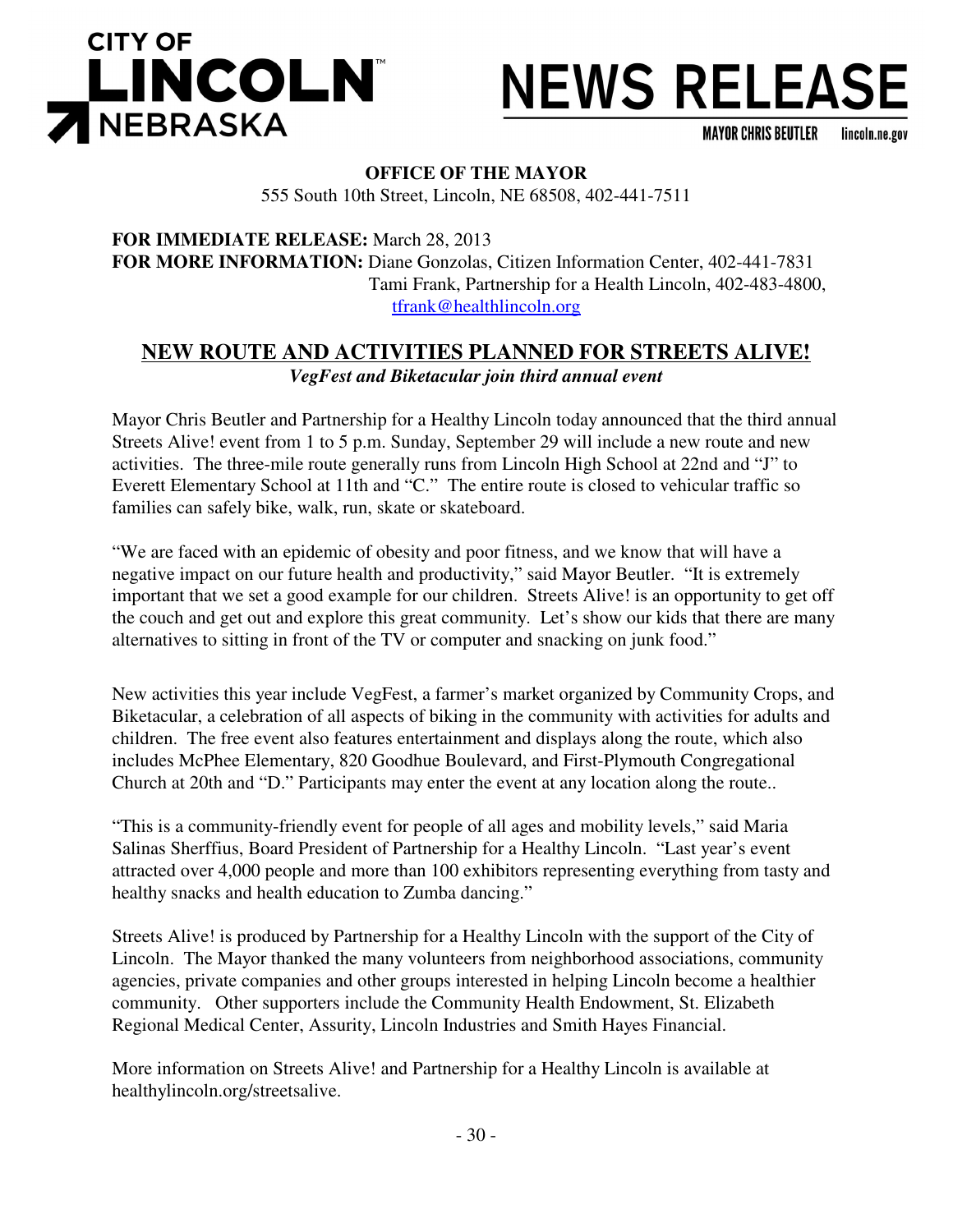CITY OF LINCOLN NEBRASKA

# NEWS RELEASE

MAYOR CHRIS BEUTLER lincoln.ne.gov

**OFFICE OF THE MAYOR**
555 South 10th Street, Lincoln, NE 68508, 402-441-7511

**FOR IMMEDIATE RELEASE:** March 28, 2013
**FOR MORE INFORMATION:** Diane Gonzolas, Citizen Information Center, 402-441-7831
Tami Frank, Partnership for a Health Lincoln, 402-483-4800, tfrank@healthlincoln.org

## NEW ROUTE AND ACTIVITIES PLANNED FOR STREETS ALIVE!

***VegFest and Biketacular join third annual event***

Mayor Chris Beutler and Partnership for a Healthy Lincoln today announced that the third annual Streets Alive! event from 1 to 5 p.m. Sunday, September 29 will include a new route and new activities. The three-mile route generally runs from Lincoln High School at 22nd and "J" to Everett Elementary School at 11th and "C." The entire route is closed to vehicular traffic so families can safely bike, walk, run, skate or skateboard.

"We are faced with an epidemic of obesity and poor fitness, and we know that will have a negative impact on our future health and productivity," said Mayor Beutler. "It is extremely important that we set a good example for our children. Streets Alive! is an opportunity to get off the couch and get out and explore this great community. Let's show our kids that there are many alternatives to sitting in front of the TV or computer and snacking on junk food."

New activities this year include VegFest, a farmer's market organized by Community Crops, and Biketacular, a celebration of all aspects of biking in the community with activities for adults and children. The free event also features entertainment and displays along the route, which also includes McPhee Elementary, 820 Goodhue Boulevard, and First-Plymouth Congregational Church at 20th and "D." Participants may enter the event at any location along the route..

"This is a community-friendly event for people of all ages and mobility levels," said Maria Salinas Sherffius, Board President of Partnership for a Healthy Lincoln. "Last year's event attracted over 4,000 people and more than 100 exhibitors representing everything from tasty and healthy snacks and health education to Zumba dancing."

Streets Alive! is produced by Partnership for a Healthy Lincoln with the support of the City of Lincoln. The Mayor thanked the many volunteers from neighborhood associations, community agencies, private companies and other groups interested in helping Lincoln become a healthier community. Other supporters include the Community Health Endowment, St. Elizabeth Regional Medical Center, Assurity, Lincoln Industries and Smith Hayes Financial.

More information on Streets Alive! and Partnership for a Healthy Lincoln is available at healthylincoln.org/streetsalive.

\- 30 -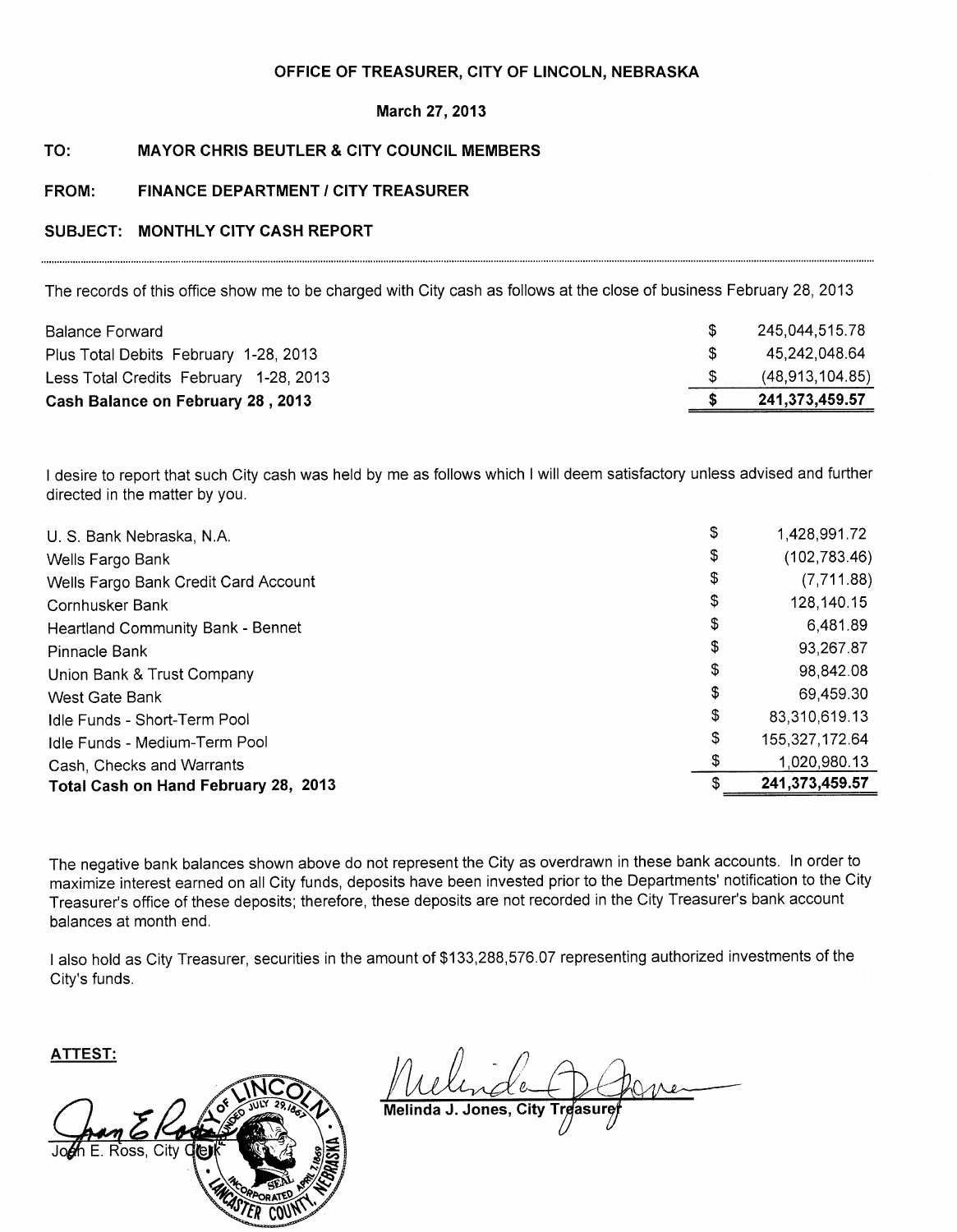**OFFICE OF TREASURER, CITY OF LINCOLN, NEBRASKA**

**March 27, 2013**

**TO: MAYOR CHRIS BEUTLER & CITY COUNCIL MEMBERS**

**FROM: FINANCE DEPARTMENT / CITY TREASURER**

**SUBJECT: MONTHLY CITY CASH REPORT**

---

The records of this office show me to be charged with City cash as follows at the close of business February 28, 2013

| | | |
|---|---|---|
| Balance Forward | $ | 245,044,515.78 |
| Plus Total Debits February 1-28, 2013 | $ | 45,242,048.64 |
| Less Total Credits February 1-28, 2013 | $ | (48,913,104.85) |
| **Cash Balance on February 28 , 2013** | **$** | **241,373,459.57** |

I desire to report that such City cash was held by me as follows which I will deem satisfactory unless advised and further directed in the matter by you.

| | | |
|---|---|---|
| U. S. Bank Nebraska, N.A. | $ | 1,428,991.72 |
| Wells Fargo Bank | $ | (102,783.46) |
| Wells Fargo Bank Credit Card Account | $ | (7,711.88) |
| Cornhusker Bank | $ | 128,140.15 |
| Heartland Community Bank - Bennet | $ | 6,481.89 |
| Pinnacle Bank | $ | 93,267.87 |
| Union Bank & Trust Company | $ | 98,842.08 |
| West Gate Bank | $ | 69,459.30 |
| Idle Funds - Short-Term Pool | $ | 83,310,619.13 |
| Idle Funds - Medium-Term Pool | $ | 155,327,172.64 |
| Cash, Checks and Warrants | $ | 1,020,980.13 |
| **Total Cash on Hand February 28, 2013** | $ | **241,373,459.57** |

The negative bank balances shown above do not represent the City as overdrawn in these bank accounts. In order to maximize interest earned on all City funds, deposits have been invested prior to the Departments' notification to the City Treasurer's office of these deposits; therefore, these deposits are not recorded in the City Treasurer's bank account balances at month end.

I also hold as City Treasurer, securities in the amount of $133,288,576.07 representing authorized investments of the City's funds.

**ATTEST:**

Joan E. Ross, City Clerk

Melinda J. Jones, City Treasurer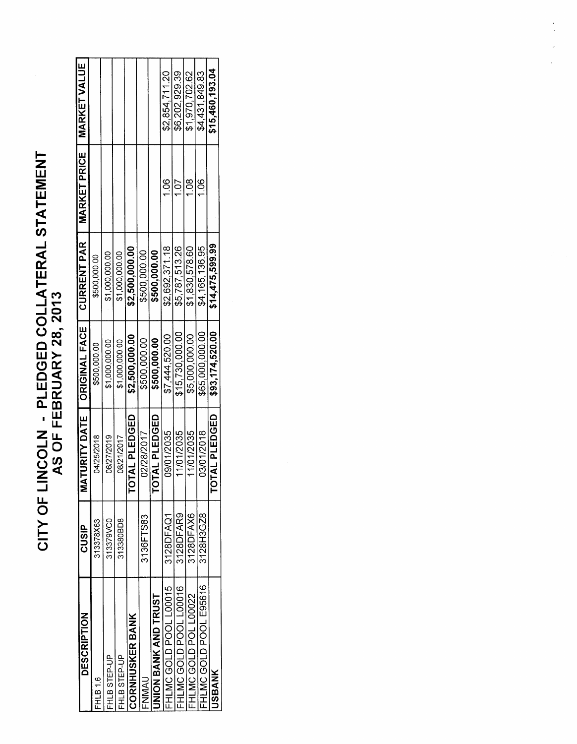# CITY OF LINCOLN - PLEDGED COLLATERAL STATEMENT
## AS OF FEBRUARY 28, 2013

| DESCRIPTION | CUSIP | MATURITY DATE | ORIGINAL FACE | CURRENT PAR | MARKET PRICE | MARKET VALUE |
|---|---|---|---|---|---|---|
| FHLB 1.6 | 313378X63 | 04/25/2018 | $500,000.00 | $500,000.00 | | |
| FHLB STEP-UP | 313379VC0 | 06/27/2019 | $1,000,000.00 | $1,000,000.00 | | |
| FHLB STEP-UP | 313380BD8 | 08/21/2017 | $1,000,000.00 | $1,000,000.00 | | |
| **CORNHUSKER BANK** | | **TOTAL PLEDGED** | **$2,500,000.00** | **$2,500,000.00** | | |
| FNMAU | 3136FTS83 | 02/28/2017 | $500,000.00 | $500,000.00 | | |
| **UNION BANK AND TRUST** | | **TOTAL PLEDGED** | **$500,000.00** | **$500,000.00** | | |
| FHLMC GOLD POOL L00015 | 3128DFAQ1 | 09/01/2035 | $7,444,520.00 | $2,692,371.18 | 1.06 | $2,854,711.20 |
| FHLMC GOLD POOL L00016 | 3128DFAR9 | 11/01/2035 | $15,730,000.00 | $5,787,513.26 | 1.07 | $6,202,929.39 |
| FHLMC GOLD POL L00022 | 3128DFAX6 | 11/01/2035 | $5,000,000.00 | $1,830,578.60 | 1.08 | $1,970,702.62 |
| FHLMC GOLD POOL E95616 | 3128H3GZ8 | 03/01/2018 | $65,000,000.00 | $4,165,136.95 | 1.06 | $4,431,849.83 |
| **USBANK** | | **TOTAL PLEDGED** | **$93,174,520.00** | **$14,475,599.99** | | **$15,460,193.04** |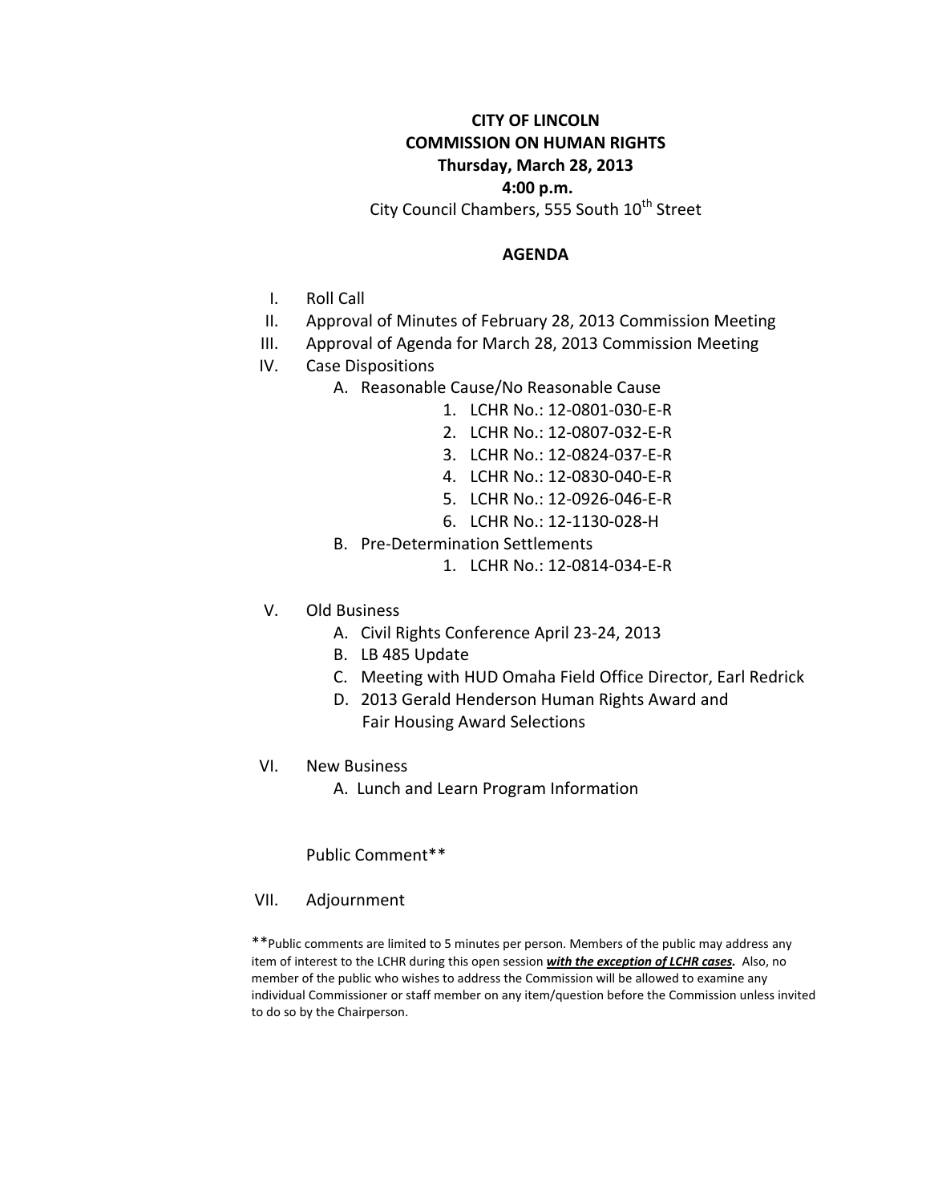**CITY OF LINCOLN**
**COMMISSION ON HUMAN RIGHTS**
**Thursday, March 28, 2013**
**4:00 p.m.**
City Council Chambers, 555 South 10th Street

## AGENDA

I. Roll Call

II. Approval of Minutes of February 28, 2013 Commission Meeting

III. Approval of Agenda for March 28, 2013 Commission Meeting

IV. Case Dispositions
   - A. Reasonable Cause/No Reasonable Cause
     1. LCHR No.: 12-0801-030-E-R
     2. LCHR No.: 12-0807-032-E-R
     3. LCHR No.: 12-0824-037-E-R
     4. LCHR No.: 12-0830-040-E-R
     5. LCHR No.: 12-0926-046-E-R
     6. LCHR No.: 12-1130-028-H
   - B. Pre-Determination Settlements
     1. LCHR No.: 12-0814-034-E-R

V. Old Business
   - A. Civil Rights Conference April 23-24, 2013
   - B. LB 485 Update
   - C. Meeting with HUD Omaha Field Office Director, Earl Redrick
   - D. 2013 Gerald Henderson Human Rights Award and Fair Housing Award Selections

VI. New Business
   - A. Lunch and Learn Program Information

Public Comment**

VII. Adjournment

**Public comments are limited to 5 minutes per person. Members of the public may address any item of interest to the LCHR during this open session ***with the exception of LCHR cases.*** Also, no member of the public who wishes to address the Commission will be allowed to examine any individual Commissioner or staff member on any item/question before the Commission unless invited to do so by the Chairperson.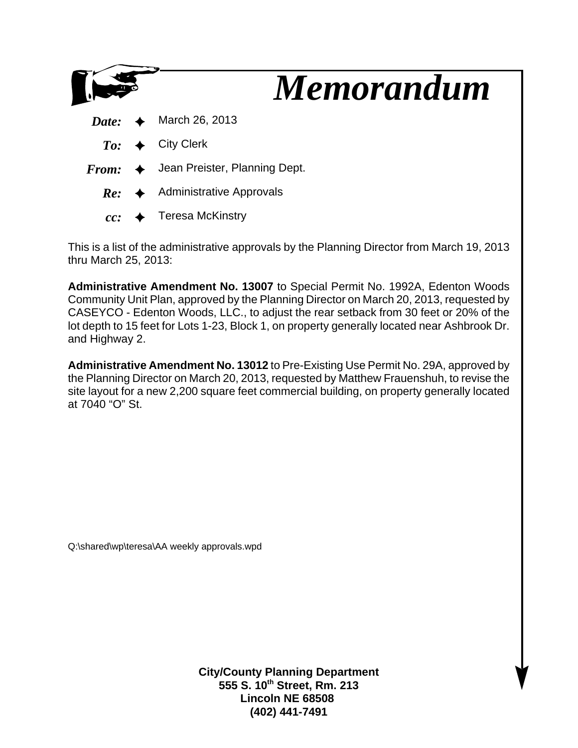# *Memorandum*

***Date:*** ✦ March 26, 2013

***To:*** ✦ City Clerk

***From:*** ✦ Jean Preister, Planning Dept.

***Re:*** ✦ Administrative Approvals

***cc:*** ✦ Teresa McKinstry

This is a list of the administrative approvals by the Planning Director from March 19, 2013 thru March 25, 2013:

**Administrative Amendment No. 13007** to Special Permit No. 1992A, Edenton Woods Community Unit Plan, approved by the Planning Director on March 20, 2013, requested by CASEYCO - Edenton Woods, LLC., to adjust the rear setback from 30 feet or 20% of the lot depth to 15 feet for Lots 1-23, Block 1, on property generally located near Ashbrook Dr. and Highway 2.

**Administrative Amendment No. 13012** to Pre-Existing Use Permit No. 29A, approved by the Planning Director on March 20, 2013, requested by Matthew Frauenshuh, to revise the site layout for a new 2,200 square feet commercial building, on property generally located at 7040 "O" St.

Q:\shared\wp\teresa\AA weekly approvals.wpd

**City/County Planning Department**
**555 S. 10th Street, Rm. 213**
**Lincoln NE 68508**
**(402) 441-7491**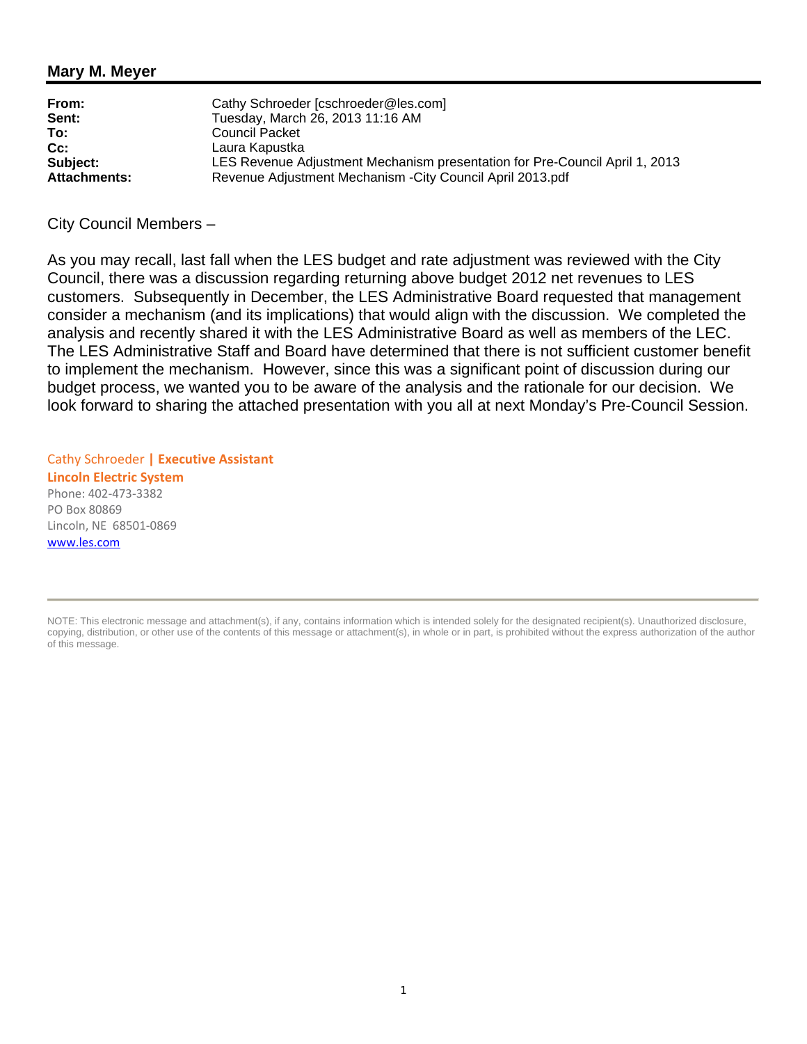## Mary M. Meyer

| | |
|---|---|
| **From:** | Cathy Schroeder [cschroeder@les.com] |
| **Sent:** | Tuesday, March 26, 2013 11:16 AM |
| **To:** | Council Packet |
| **Cc:** | Laura Kapustka |
| **Subject:** | LES Revenue Adjustment Mechanism presentation for Pre-Council April 1, 2013 |
| **Attachments:** | Revenue Adjustment Mechanism -City Council April 2013.pdf |

City Council Members –

As you may recall, last fall when the LES budget and rate adjustment was reviewed with the City Council, there was a discussion regarding returning above budget 2012 net revenues to LES customers. Subsequently in December, the LES Administrative Board requested that management consider a mechanism (and its implications) that would align with the discussion. We completed the analysis and recently shared it with the LES Administrative Board as well as members of the LEC. The LES Administrative Staff and Board have determined that there is not sufficient customer benefit to implement the mechanism. However, since this was a significant point of discussion during our budget process, we wanted you to be aware of the analysis and the rationale for our decision. We look forward to sharing the attached presentation with you all at next Monday's Pre-Council Session.

Cathy Schroeder **| Executive Assistant**
**Lincoln Electric System**
Phone: 402-473-3382
PO Box 80869
Lincoln, NE 68501-0869
www.les.com

---

NOTE: This electronic message and attachment(s), if any, contains information which is intended solely for the designated recipient(s). Unauthorized disclosure, copying, distribution, or other use of the contents of this message or attachment(s), in whole or in part, is prohibited without the express authorization of the author of this message.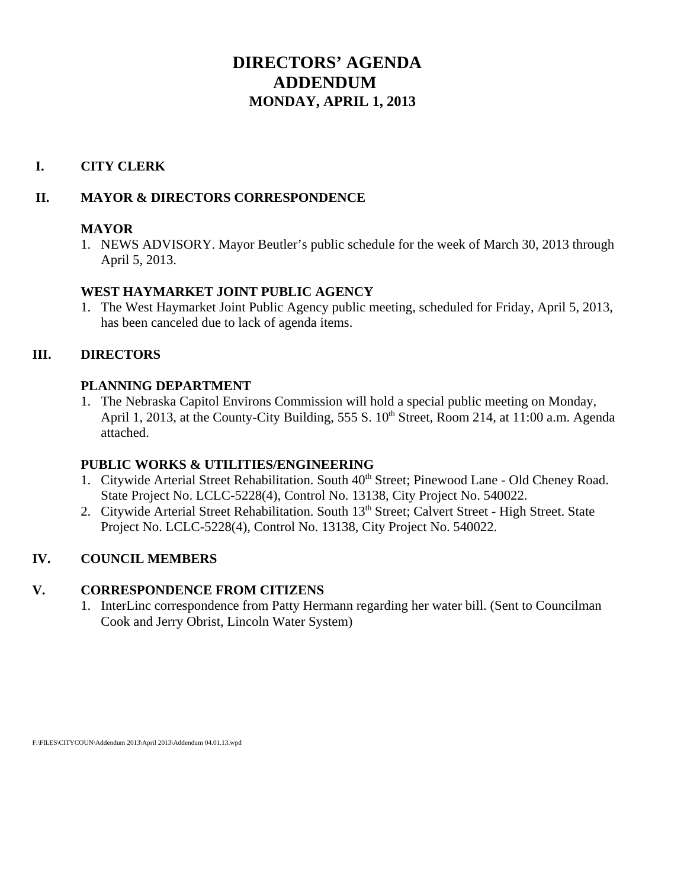# DIRECTORS' AGENDA
# ADDENDUM
## MONDAY, APRIL 1, 2013

## I. CITY CLERK

## II. MAYOR & DIRECTORS CORRESPONDENCE

### MAYOR

1. NEWS ADVISORY. Mayor Beutler's public schedule for the week of March 30, 2013 through April 5, 2013.

### WEST HAYMARKET JOINT PUBLIC AGENCY

1. The West Haymarket Joint Public Agency public meeting, scheduled for Friday, April 5, 2013, has been canceled due to lack of agenda items.

## III. DIRECTORS

### PLANNING DEPARTMENT

1. The Nebraska Capitol Environs Commission will hold a special public meeting on Monday, April 1, 2013, at the County-City Building, 555 S. 10th Street, Room 214, at 11:00 a.m. Agenda attached.

### PUBLIC WORKS & UTILITIES/ENGINEERING

1. Citywide Arterial Street Rehabilitation. South 40th Street; Pinewood Lane - Old Cheney Road. State Project No. LCLC-5228(4), Control No. 13138, City Project No. 540022.
2. Citywide Arterial Street Rehabilitation. South 13th Street; Calvert Street - High Street. State Project No. LCLC-5228(4), Control No. 13138, City Project No. 540022.

## IV. COUNCIL MEMBERS

## V. CORRESPONDENCE FROM CITIZENS

1. InterLinc correspondence from Patty Hermann regarding her water bill. (Sent to Councilman Cook and Jerry Obrist, Lincoln Water System)

F:\FILES\CITYCOUN\Addendum 2013\April 2013\Addendum 04.01.13.wpd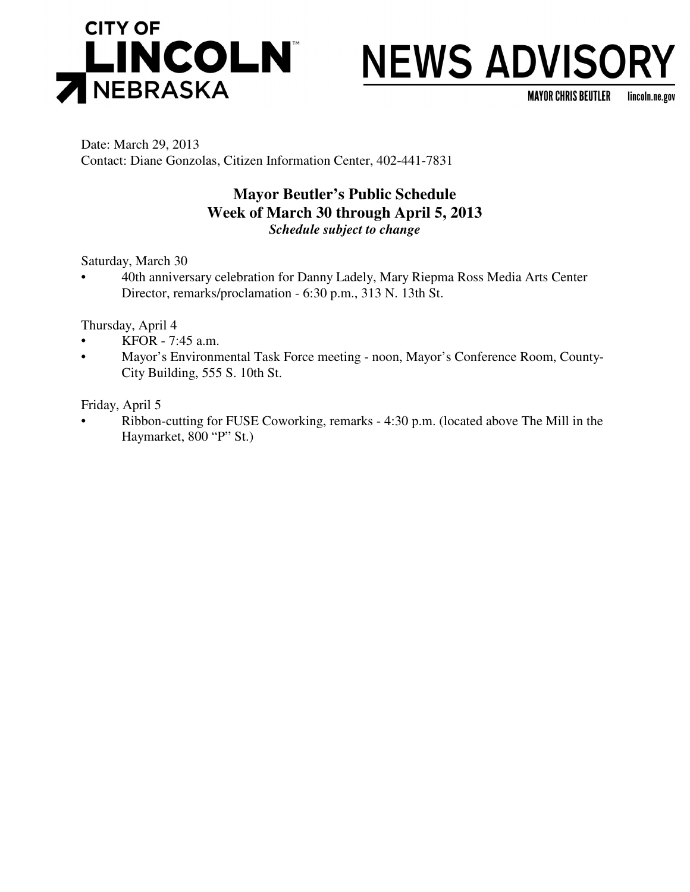CITY OF LINCOLN NEBRASKA

# NEWS ADVISORY

MAYOR CHRIS BEUTLER lincoln.ne.gov

Date: March 29, 2013
Contact: Diane Gonzolas, Citizen Information Center, 402-441-7831

## Mayor Beutler's Public Schedule
## Week of March 30 through April 5, 2013
***Schedule subject to change***

Saturday, March 30

- 40th anniversary celebration for Danny Ladely, Mary Riepma Ross Media Arts Center Director, remarks/proclamation - 6:30 p.m., 313 N. 13th St.

Thursday, April 4

- KFOR - 7:45 a.m.
- Mayor's Environmental Task Force meeting - noon, Mayor's Conference Room, County-City Building, 555 S. 10th St.

Friday, April 5

- Ribbon-cutting for FUSE Coworking, remarks - 4:30 p.m. (located above The Mill in the Haymarket, 800 "P" St.)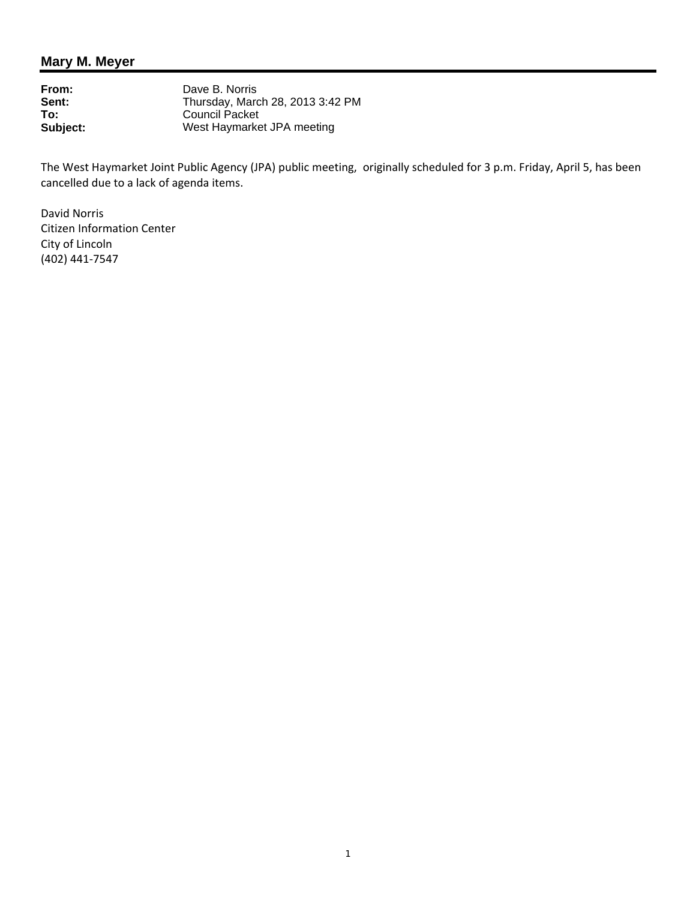## Mary M. Meyer

**From:** Dave B. Norris
**Sent:** Thursday, March 28, 2013 3:42 PM
**To:** Council Packet
**Subject:** West Haymarket JPA meeting

The West Haymarket Joint Public Agency (JPA) public meeting, originally scheduled for 3 p.m. Friday, April 5, has been cancelled due to a lack of agenda items.

David Norris
Citizen Information Center
City of Lincoln
(402) 441-7547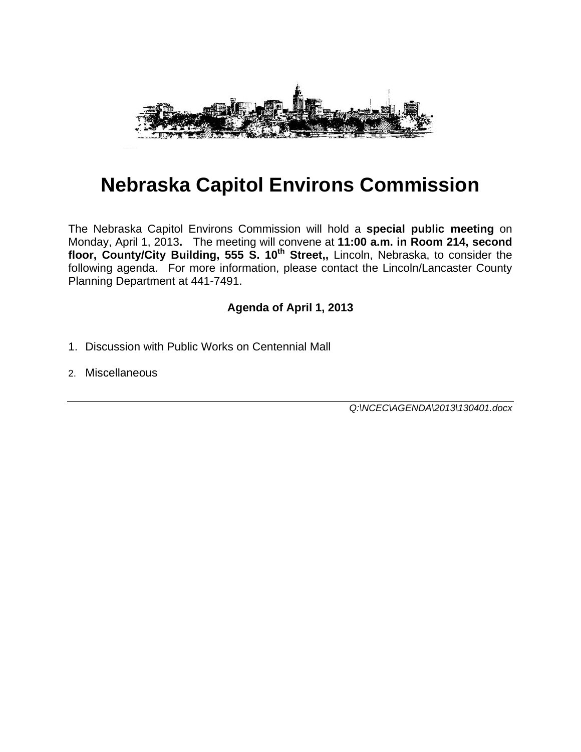# Nebraska Capitol Environs Commission

The Nebraska Capitol Environs Commission will hold a **special public meeting** on Monday, April 1, 2013**.** The meeting will convene at **11:00 a.m. in Room 214, second floor, County/City Building, 555 S. 10th Street,,** Lincoln, Nebraska, to consider the following agenda. For more information, please contact the Lincoln/Lancaster County Planning Department at 441-7491.

**Agenda of April 1, 2013**

1. Discussion with Public Works on Centennial Mall
2. Miscellaneous

---

*Q:\NCEC\AGENDA\2013\130401.docx*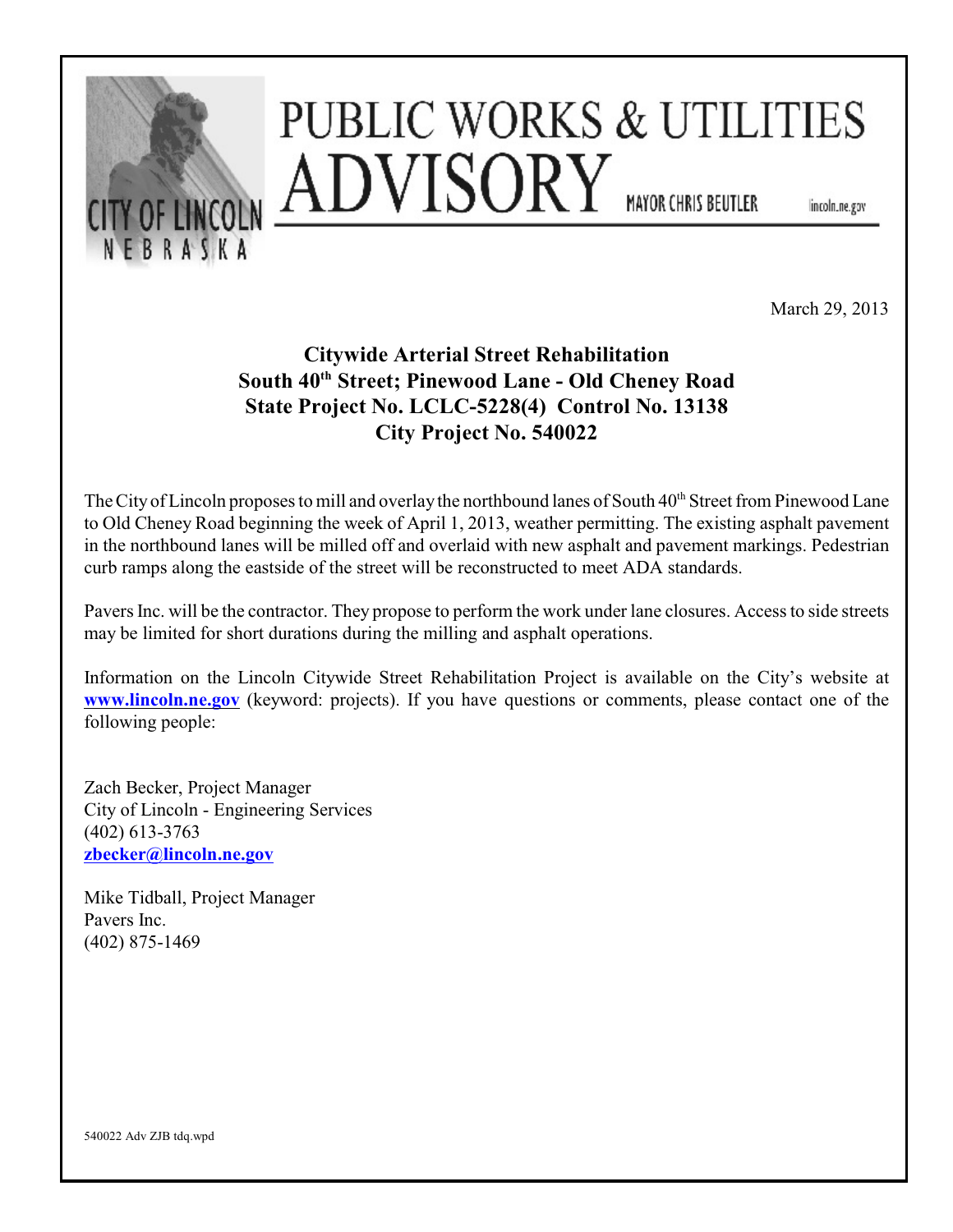# PUBLIC WORKS & UTILITIES ADVISORY

CITY OF LINCOLN NEBRASKA

MAYOR CHRIS BEUTLER

lincoln.ne.gov

March 29, 2013

**Citywide Arterial Street Rehabilitation**
**South 40th Street; Pinewood Lane - Old Cheney Road**
**State Project No. LCLC-5228(4) Control No. 13138**
**City Project No. 540022**

The City of Lincoln proposes to mill and overlay the northbound lanes of South 40th Street from Pinewood Lane to Old Cheney Road beginning the week of April 1, 2013, weather permitting. The existing asphalt pavement in the northbound lanes will be milled off and overlaid with new asphalt and pavement markings. Pedestrian curb ramps along the eastside of the street will be reconstructed to meet ADA standards.

Pavers Inc. will be the contractor. They propose to perform the work under lane closures. Access to side streets may be limited for short durations during the milling and asphalt operations.

Information on the Lincoln Citywide Street Rehabilitation Project is available on the City's website at **www.lincoln.ne.gov** (keyword: projects). If you have questions or comments, please contact one of the following people:

Zach Becker, Project Manager
City of Lincoln - Engineering Services
(402) 613-3763
**zbecker@lincoln.ne.gov**

Mike Tidball, Project Manager
Pavers Inc.
(402) 875-1469

540022 Adv ZJB tdq.wpd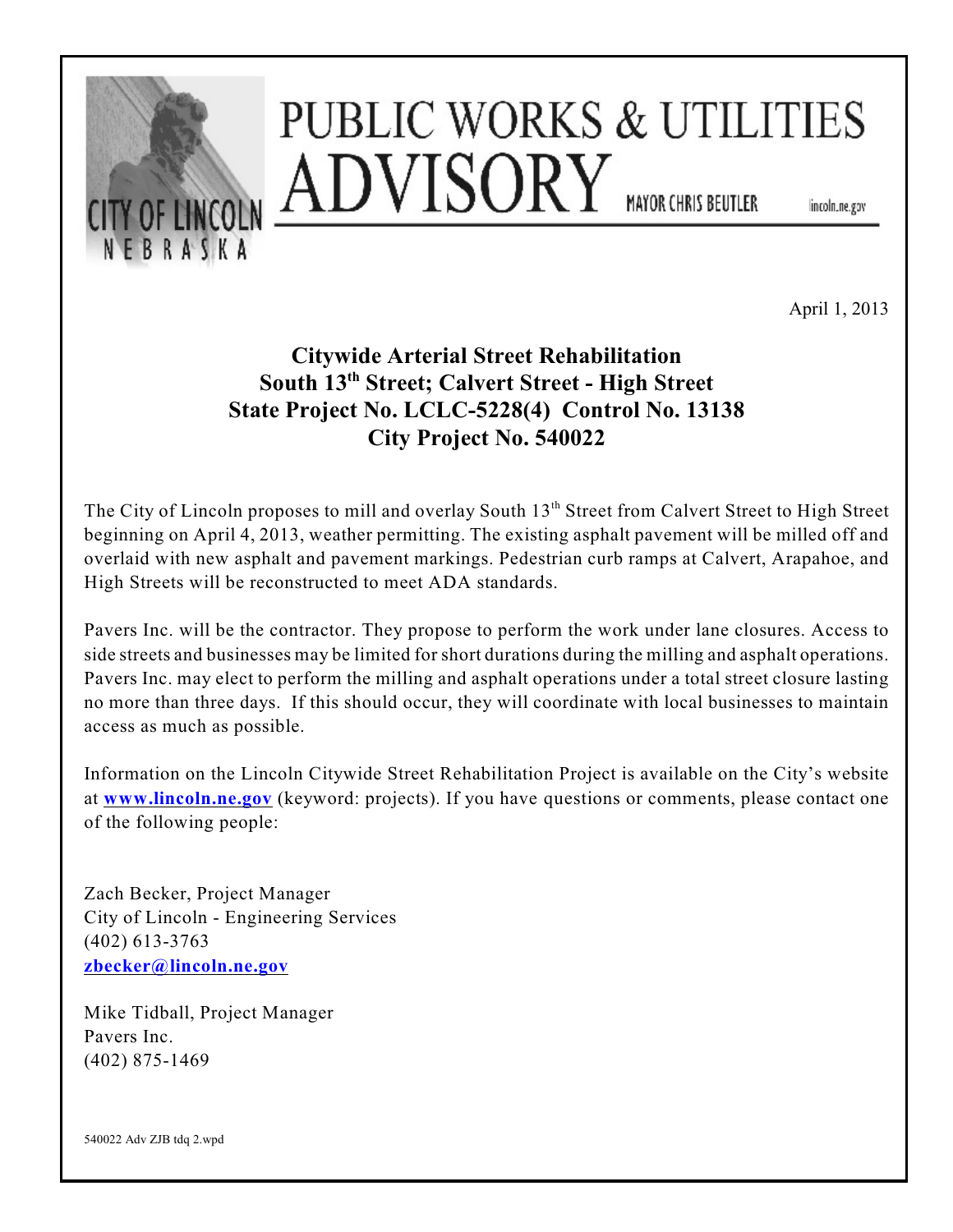# PUBLIC WORKS & UTILITIES ADVISORY

CITY OF LINCOLN NEBRASKA

MAYOR CHRIS BEUTLER

lincoln.ne.gov

April 1, 2013

## Citywide Arterial Street Rehabilitation
## South 13th Street; Calvert Street - High Street
## State Project No. LCLC-5228(4) Control No. 13138
## City Project No. 540022

The City of Lincoln proposes to mill and overlay South 13th Street from Calvert Street to High Street beginning on April 4, 2013, weather permitting. The existing asphalt pavement will be milled off and overlaid with new asphalt and pavement markings. Pedestrian curb ramps at Calvert, Arapahoe, and High Streets will be reconstructed to meet ADA standards.

Pavers Inc. will be the contractor. They propose to perform the work under lane closures. Access to side streets and businesses may be limited for short durations during the milling and asphalt operations. Pavers Inc. may elect to perform the milling and asphalt operations under a total street closure lasting no more than three days. If this should occur, they will coordinate with local businesses to maintain access as much as possible.

Information on the Lincoln Citywide Street Rehabilitation Project is available on the City's website at **www.lincoln.ne.gov** (keyword: projects). If you have questions or comments, please contact one of the following people:

Zach Becker, Project Manager
City of Lincoln - Engineering Services
(402) 613-3763
**zbecker@lincoln.ne.gov**

Mike Tidball, Project Manager
Pavers Inc.
(402) 875-1469

540022 Adv ZJB tdq 2.wpd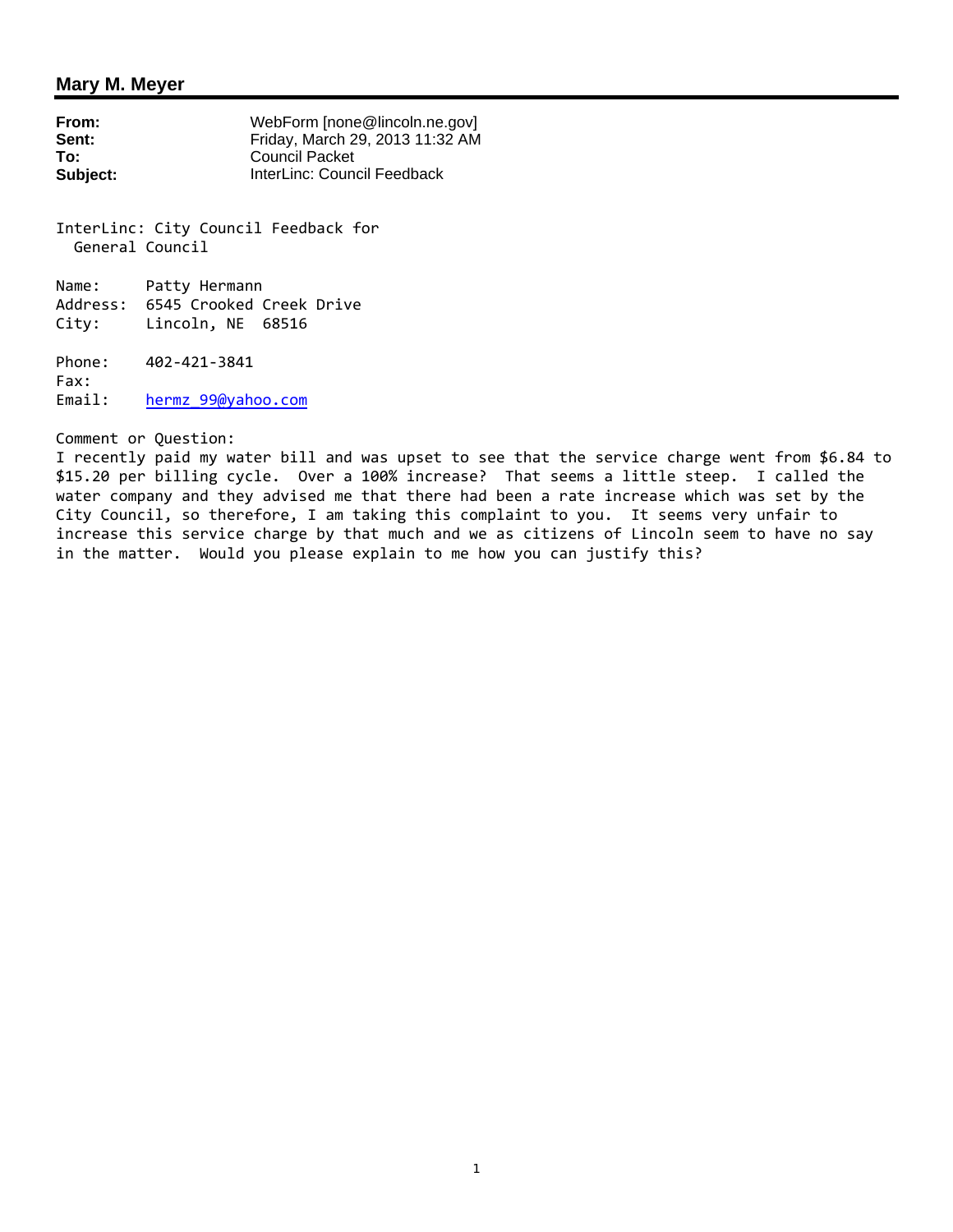## Mary M. Meyer

**From:** WebForm [none@lincoln.ne.gov]
**Sent:** Friday, March 29, 2013 11:32 AM
**To:** Council Packet
**Subject:** InterLinc: Council Feedback

InterLinc: City Council Feedback for
General Council

Name: Patty Hermann
Address: 6545 Crooked Creek Drive
City: Lincoln, NE 68516

Phone: 402-421-3841
Fax:
Email: hermz_99@yahoo.com

Comment or Question:
I recently paid my water bill and was upset to see that the service charge went from $6.84 to $15.20 per billing cycle. Over a 100% increase? That seems a little steep. I called the water company and they advised me that there had been a rate increase which was set by the City Council, so therefore, I am taking this complaint to you. It seems very unfair to increase this service charge by that much and we as citizens of Lincoln seem to have no say in the matter. Would you please explain to me how you can justify this?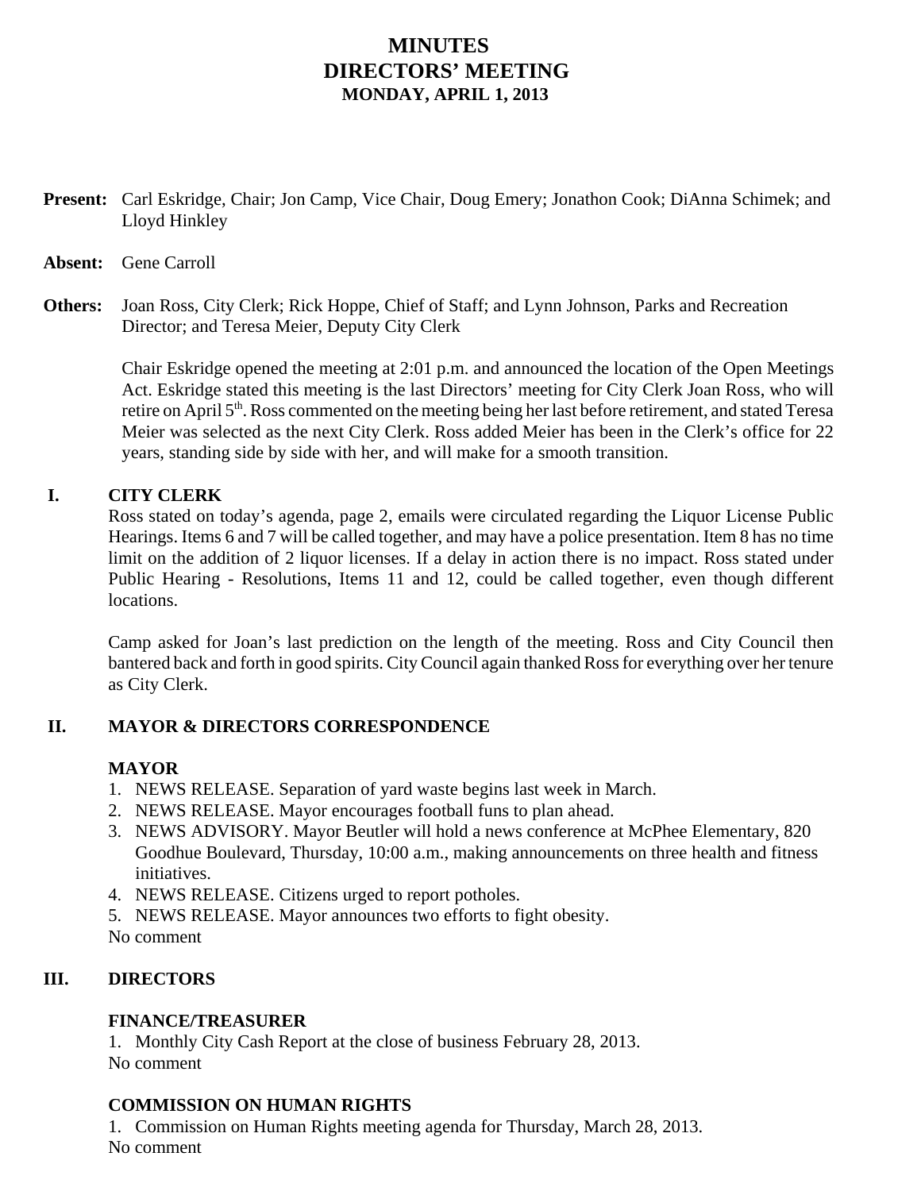# MINUTES
# DIRECTORS' MEETING
### MONDAY, APRIL 1, 2013

**Present:** Carl Eskridge, Chair; Jon Camp, Vice Chair, Doug Emery; Jonathon Cook; DiAnna Schimek; and Lloyd Hinkley

**Absent:** Gene Carroll

**Others:** Joan Ross, City Clerk; Rick Hoppe, Chief of Staff; and Lynn Johnson, Parks and Recreation Director; and Teresa Meier, Deputy City Clerk

Chair Eskridge opened the meeting at 2:01 p.m. and announced the location of the Open Meetings Act. Eskridge stated this meeting is the last Directors' meeting for City Clerk Joan Ross, who will retire on April 5th. Ross commented on the meeting being her last before retirement, and stated Teresa Meier was selected as the next City Clerk. Ross added Meier has been in the Clerk's office for 22 years, standing side by side with her, and will make for a smooth transition.

## I. CITY CLERK

Ross stated on today's agenda, page 2, emails were circulated regarding the Liquor License Public Hearings. Items 6 and 7 will be called together, and may have a police presentation. Item 8 has no time limit on the addition of 2 liquor licenses. If a delay in action there is no impact. Ross stated under Public Hearing - Resolutions, Items 11 and 12, could be called together, even though different locations.

Camp asked for Joan's last prediction on the length of the meeting. Ross and City Council then bantered back and forth in good spirits. City Council again thanked Ross for everything over her tenure as City Clerk.

## II. MAYOR & DIRECTORS CORRESPONDENCE

### MAYOR

1. NEWS RELEASE. Separation of yard waste begins last week in March.
2. NEWS RELEASE. Mayor encourages football funs to plan ahead.
3. NEWS ADVISORY. Mayor Beutler will hold a news conference at McPhee Elementary, 820 Goodhue Boulevard, Thursday, 10:00 a.m., making announcements on three health and fitness initiatives.
4. NEWS RELEASE. Citizens urged to report potholes.
5. NEWS RELEASE. Mayor announces two efforts to fight obesity.

No comment

## III. DIRECTORS

### FINANCE/TREASURER

1. Monthly City Cash Report at the close of business February 28, 2013.

No comment

### COMMISSION ON HUMAN RIGHTS

1. Commission on Human Rights meeting agenda for Thursday, March 28, 2013.

No comment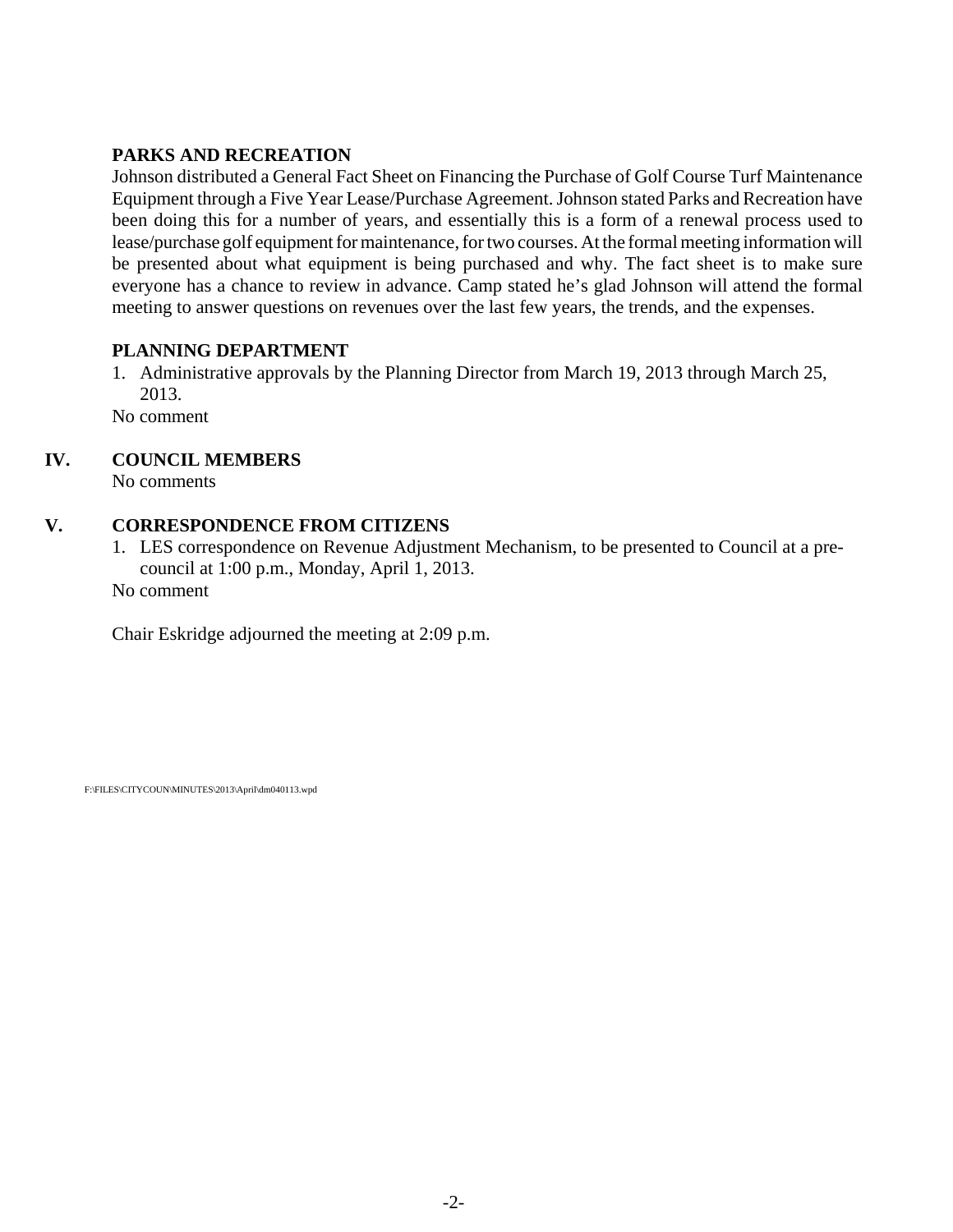**PARKS AND RECREATION**

Johnson distributed a General Fact Sheet on Financing the Purchase of Golf Course Turf Maintenance Equipment through a Five Year Lease/Purchase Agreement. Johnson stated Parks and Recreation have been doing this for a number of years, and essentially this is a form of a renewal process used to lease/purchase golf equipment for maintenance, for two courses. At the formal meeting information will be presented about what equipment is being purchased and why. The fact sheet is to make sure everyone has a chance to review in advance. Camp stated he's glad Johnson will attend the formal meeting to answer questions on revenues over the last few years, the trends, and the expenses.

**PLANNING DEPARTMENT**

1. Administrative approvals by the Planning Director from March 19, 2013 through March 25, 2013.

No comment

## IV. COUNCIL MEMBERS

No comments

## V. CORRESPONDENCE FROM CITIZENS

1. LES correspondence on Revenue Adjustment Mechanism, to be presented to Council at a pre-council at 1:00 p.m., Monday, April 1, 2013.

No comment

Chair Eskridge adjourned the meeting at 2:09 p.m.

F:\FILES\CITYCOUN\MINUTES\2013\April\dm040113.wpd